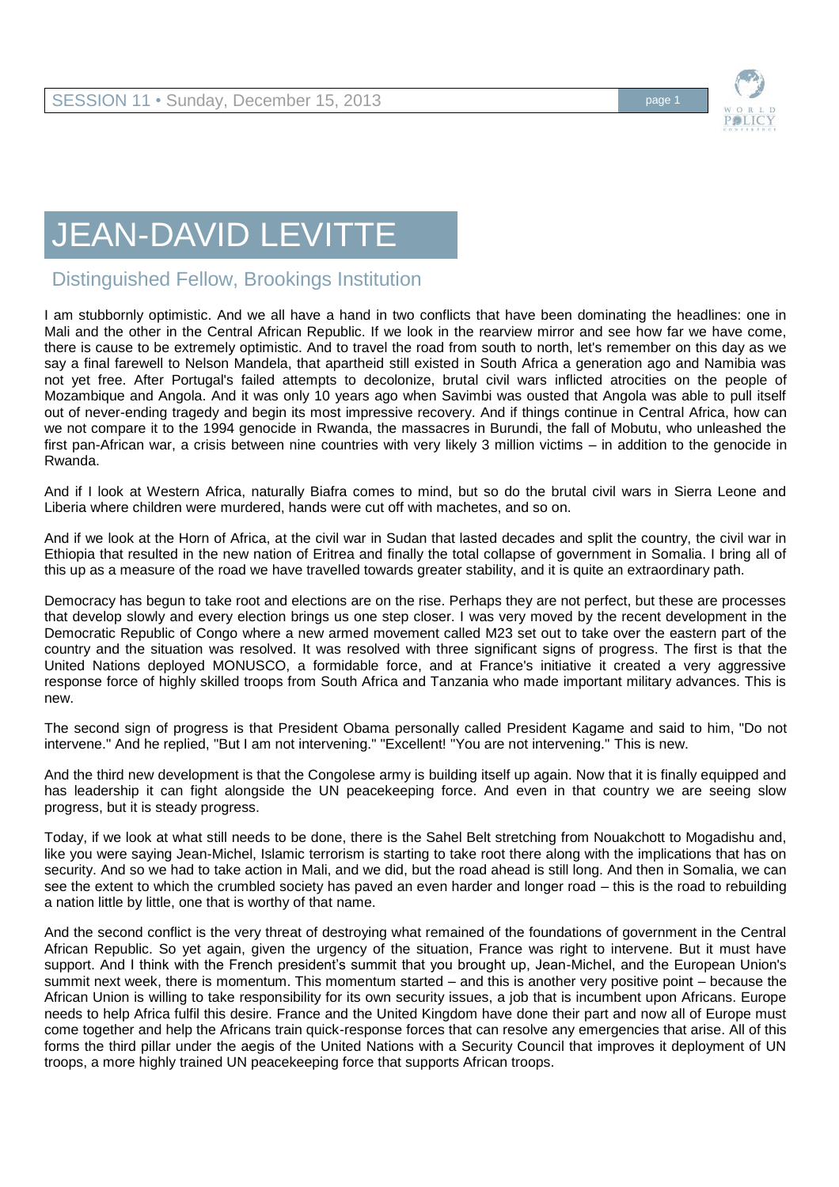# JEAN-DAVID LEVITTE

## Distinguished Fellow, Brookings Institution

I am stubbornly optimistic. And we all have a hand in two conflicts that have been dominating the headlines: one in Mali and the other in the Central African Republic. If we look in the rearview mirror and see how far we have come, there is cause to be extremely optimistic. And to travel the road from south to north, let's remember on this day as we say a final farewell to Nelson Mandela, that apartheid still existed in South Africa a generation ago and Namibia was not yet free. After Portugal's failed attempts to decolonize, brutal civil wars inflicted atrocities on the people of Mozambique and Angola. And it was only 10 years ago when Savimbi was ousted that Angola was able to pull itself out of never-ending tragedy and begin its most impressive recovery. And if things continue in Central Africa, how can we not compare it to the 1994 genocide in Rwanda, the massacres in Burundi, the fall of Mobutu, who unleashed the first pan-African war, a crisis between nine countries with very likely 3 million victims – in addition to the genocide in Rwanda.

And if I look at Western Africa, naturally Biafra comes to mind, but so do the brutal civil wars in Sierra Leone and Liberia where children were murdered, hands were cut off with machetes, and so on.

And if we look at the Horn of Africa, at the civil war in Sudan that lasted decades and split the country, the civil war in Ethiopia that resulted in the new nation of Eritrea and finally the total collapse of government in Somalia. I bring all of this up as a measure of the road we have travelled towards greater stability, and it is quite an extraordinary path.

Democracy has begun to take root and elections are on the rise. Perhaps they are not perfect, but these are processes that develop slowly and every election brings us one step closer. I was very moved by the recent development in the Democratic Republic of Congo where a new armed movement called M23 set out to take over the eastern part of the country and the situation was resolved. It was resolved with three significant signs of progress. The first is that the United Nations deployed MONUSCO, a formidable force, and at France's initiative it created a very aggressive response force of highly skilled troops from South Africa and Tanzania who made important military advances. This is new.

The second sign of progress is that President Obama personally called President Kagame and said to him, "Do not intervene." And he replied, "But I am not intervening." "Excellent! "You are not intervening." This is new.

And the third new development is that the Congolese army is building itself up again. Now that it is finally equipped and has leadership it can fight alongside the UN peacekeeping force. And even in that country we are seeing slow progress, but it is steady progress.

Today, if we look at what still needs to be done, there is the Sahel Belt stretching from Nouakchott to Mogadishu and, like you were saying Jean-Michel, Islamic terrorism is starting to take root there along with the implications that has on security. And so we had to take action in Mali, and we did, but the road ahead is still long. And then in Somalia, we can see the extent to which the crumbled society has paved an even harder and longer road – this is the road to rebuilding a nation little by little, one that is worthy of that name.

And the second conflict is the very threat of destroying what remained of the foundations of government in the Central African Republic. So yet again, given the urgency of the situation, France was right to intervene. But it must have support. And I think with the French president's summit that you brought up, Jean-Michel, and the European Union's summit next week, there is momentum. This momentum started – and this is another very positive point – because the African Union is willing to take responsibility for its own security issues, a job that is incumbent upon Africans. Europe needs to help Africa fulfil this desire. France and the United Kingdom have done their part and now all of Europe must come together and help the Africans train quick-response forces that can resolve any emergencies that arise. All of this forms the third pillar under the aegis of the United Nations with a Security Council that improves it deployment of UN troops, a more highly trained UN peacekeeping force that supports African troops.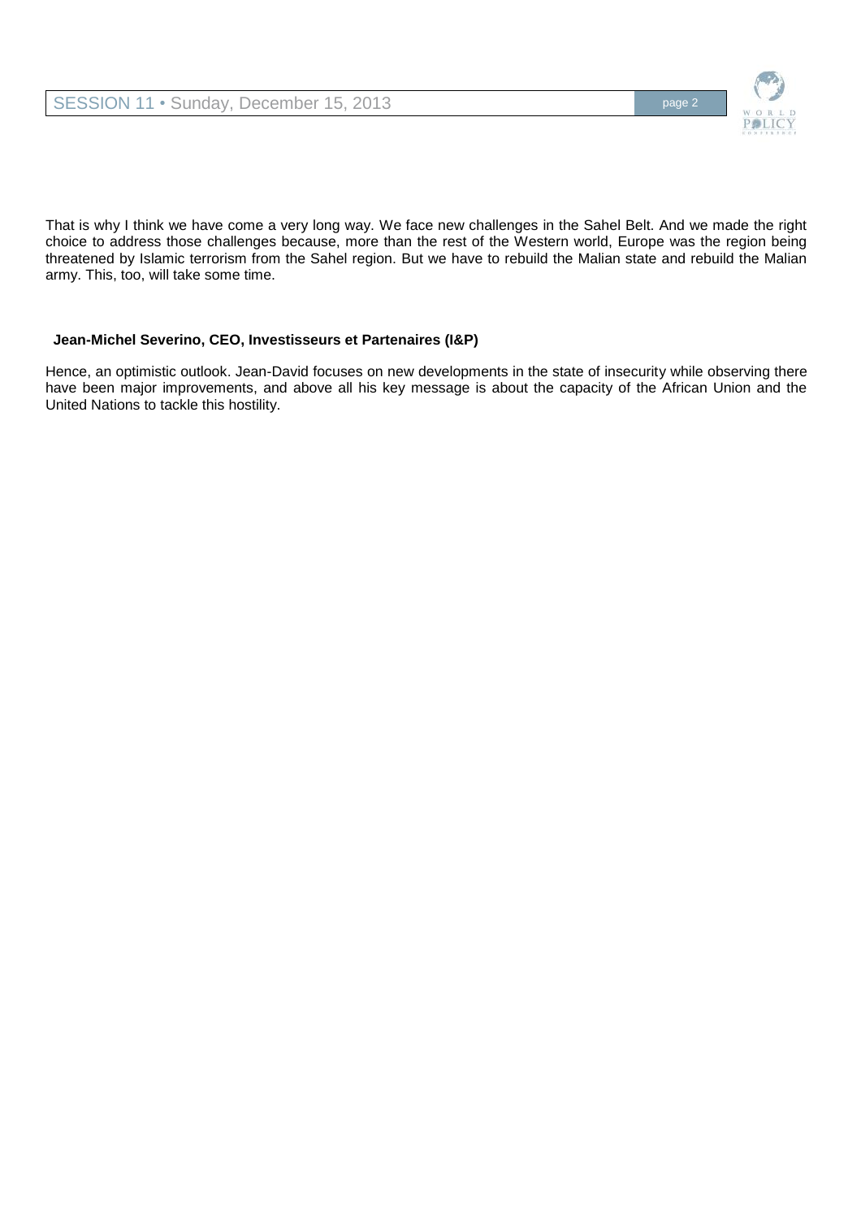That is why I think we have come a very long way. We face new challenges in the Sahel Belt. And we made the right choice to address those challenges because, more than the rest of the Western world, Europe was the region being threatened by Islamic terrorism from the Sahel region. But we have to rebuild the Malian state and rebuild the Malian army. This, too, will take some time.

**Jean-Michel Severino, CEO, Investisseurs et Partenaires (I&P)**

Hence, an optimistic outlook. Jean-David focuses on new developments in the state of insecurity while observing there have been major improvements, and above all his key message is about the capacity of the African Union and the United Nations to tackle this hostility.